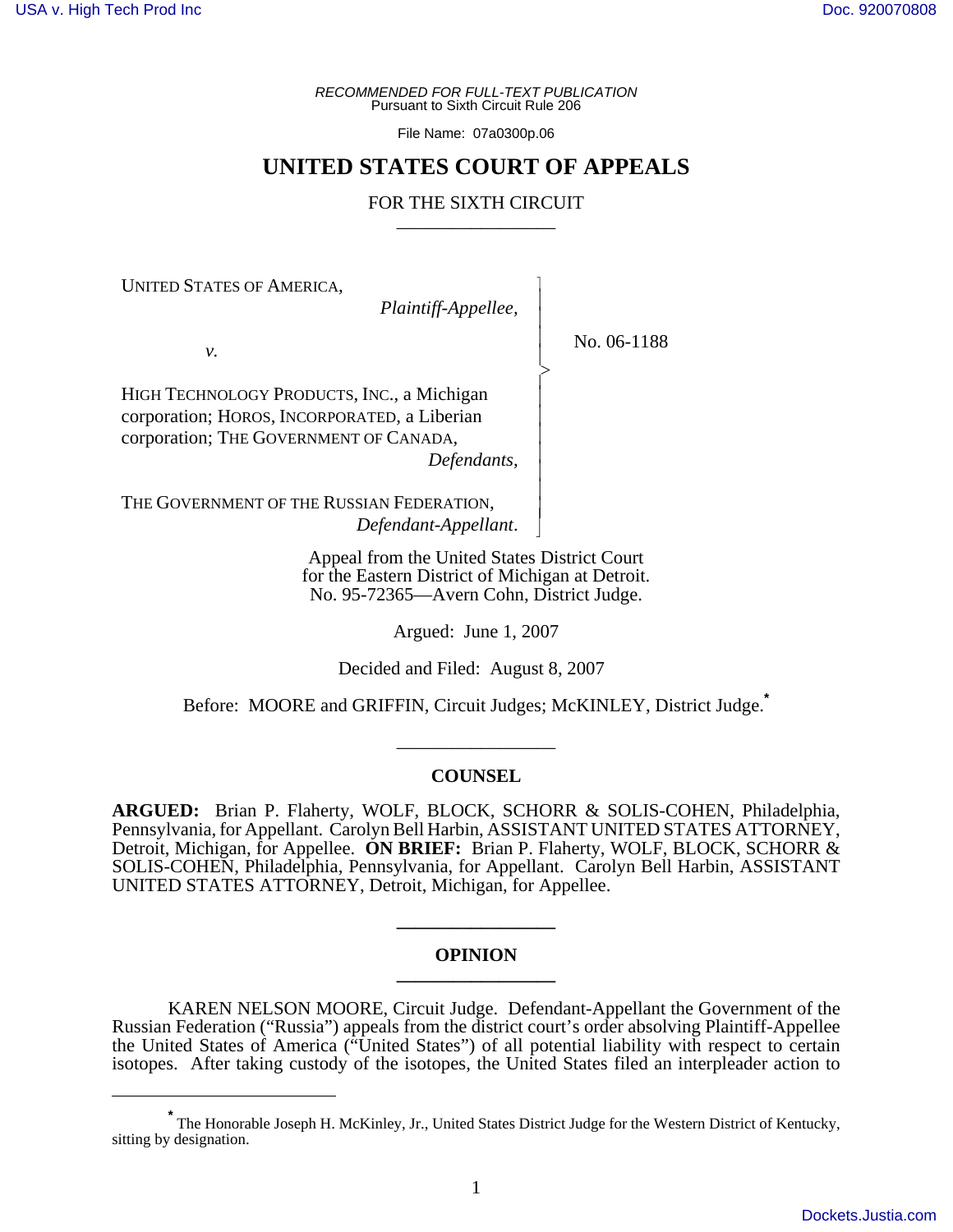*RECOMMENDED FOR FULL-TEXT PUBLICATION*
Pursuant to Sixth Circuit Rule 206

File Name: 07a0300p.06

# UNITED STATES COURT OF APPEALS

## FOR THE SIXTH CIRCUIT

UNITED STATES OF AMERICA,
*Plaintiff-Appellee,*

*v.*

HIGH TECHNOLOGY PRODUCTS, INC., a Michigan corporation; HOROS, INCORPORATED, a Liberian corporation; THE GOVERNMENT OF CANADA,
*Defendants,*

THE GOVERNMENT OF THE RUSSIAN FEDERATION,
*Defendant-Appellant.*

No. 06-1188

Appeal from the United States District Court
for the Eastern District of Michigan at Detroit.
No. 95-72365—Avern Cohn, District Judge.

Argued: June 1, 2007

Decided and Filed: August 8, 2007

Before: MOORE and GRIFFIN, Circuit Judges; McKINLEY, District Judge.*

## COUNSEL

**ARGUED:** Brian P. Flaherty, WOLF, BLOCK, SCHORR & SOLIS-COHEN, Philadelphia, Pennsylvania, for Appellant. Carolyn Bell Harbin, ASSISTANT UNITED STATES ATTORNEY, Detroit, Michigan, for Appellee. **ON BRIEF:** Brian P. Flaherty, WOLF, BLOCK, SCHORR & SOLIS-COHEN, Philadelphia, Pennsylvania, for Appellant. Carolyn Bell Harbin, ASSISTANT UNITED STATES ATTORNEY, Detroit, Michigan, for Appellee.

## OPINION

KAREN NELSON MOORE, Circuit Judge. Defendant-Appellant the Government of the Russian Federation ("Russia") appeals from the district court's order absolving Plaintiff-Appellee the United States of America ("United States") of all potential liability with respect to certain isotopes. After taking custody of the isotopes, the United States filed an interpleader action to

* The Honorable Joseph H. McKinley, Jr., United States District Judge for the Western District of Kentucky, sitting by designation.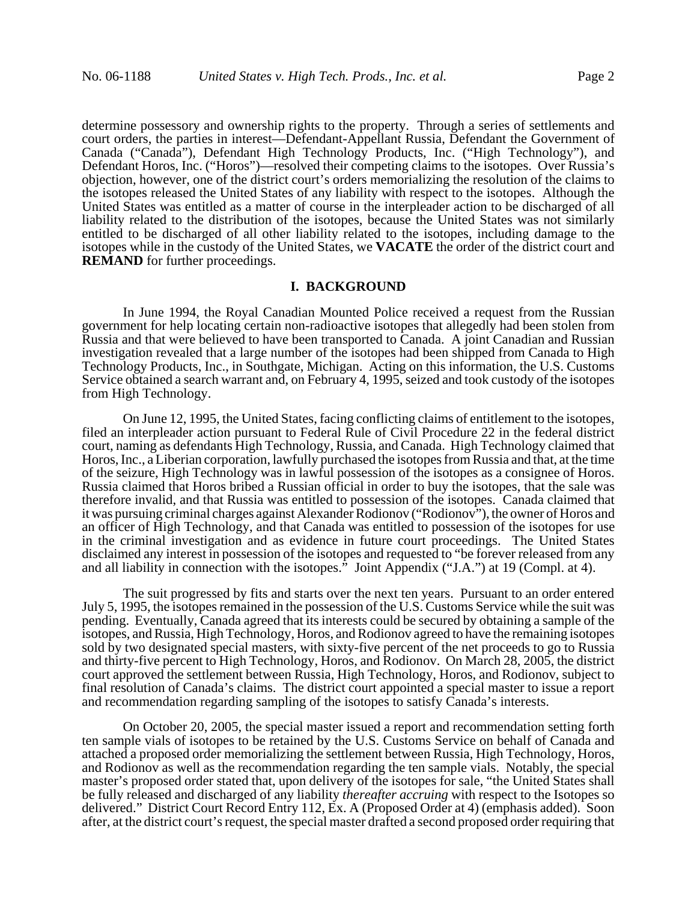determine possessory and ownership rights to the property. Through a series of settlements and court orders, the parties in interest—Defendant-Appellant Russia, Defendant the Government of Canada ("Canada"), Defendant High Technology Products, Inc. ("High Technology"), and Defendant Horos, Inc. ("Horos")—resolved their competing claims to the isotopes. Over Russia's objection, however, one of the district court's orders memorializing the resolution of the claims to the isotopes released the United States of any liability with respect to the isotopes. Although the United States was entitled as a matter of course in the interpleader action to be discharged of all liability related to the distribution of the isotopes, because the United States was not similarly entitled to be discharged of all other liability related to the isotopes, including damage to the isotopes while in the custody of the United States, we **VACATE** the order of the district court and **REMAND** for further proceedings.

## I. BACKGROUND

In June 1994, the Royal Canadian Mounted Police received a request from the Russian government for help locating certain non-radioactive isotopes that allegedly had been stolen from Russia and that were believed to have been transported to Canada. A joint Canadian and Russian investigation revealed that a large number of the isotopes had been shipped from Canada to High Technology Products, Inc., in Southgate, Michigan. Acting on this information, the U.S. Customs Service obtained a search warrant and, on February 4, 1995, seized and took custody of the isotopes from High Technology.

On June 12, 1995, the United States, facing conflicting claims of entitlement to the isotopes, filed an interpleader action pursuant to Federal Rule of Civil Procedure 22 in the federal district court, naming as defendants High Technology, Russia, and Canada. High Technology claimed that Horos, Inc., a Liberian corporation, lawfully purchased the isotopes from Russia and that, at the time of the seizure, High Technology was in lawful possession of the isotopes as a consignee of Horos. Russia claimed that Horos bribed a Russian official in order to buy the isotopes, that the sale was therefore invalid, and that Russia was entitled to possession of the isotopes. Canada claimed that it was pursuing criminal charges against Alexander Rodionov ("Rodionov"), the owner of Horos and an officer of High Technology, and that Canada was entitled to possession of the isotopes for use in the criminal investigation and as evidence in future court proceedings. The United States disclaimed any interest in possession of the isotopes and requested to "be forever released from any and all liability in connection with the isotopes." Joint Appendix ("J.A.") at 19 (Compl. at 4).

The suit progressed by fits and starts over the next ten years. Pursuant to an order entered July 5, 1995, the isotopes remained in the possession of the U.S. Customs Service while the suit was pending. Eventually, Canada agreed that its interests could be secured by obtaining a sample of the isotopes, and Russia, High Technology, Horos, and Rodionov agreed to have the remaining isotopes sold by two designated special masters, with sixty-five percent of the net proceeds to go to Russia and thirty-five percent to High Technology, Horos, and Rodionov. On March 28, 2005, the district court approved the settlement between Russia, High Technology, Horos, and Rodionov, subject to final resolution of Canada's claims. The district court appointed a special master to issue a report and recommendation regarding sampling of the isotopes to satisfy Canada's interests.

On October 20, 2005, the special master issued a report and recommendation setting forth ten sample vials of isotopes to be retained by the U.S. Customs Service on behalf of Canada and attached a proposed order memorializing the settlement between Russia, High Technology, Horos, and Rodionov as well as the recommendation regarding the ten sample vials. Notably, the special master's proposed order stated that, upon delivery of the isotopes for sale, "the United States shall be fully released and discharged of any liability *thereafter accruing* with respect to the Isotopes so delivered." District Court Record Entry 112, Ex. A (Proposed Order at 4) (emphasis added). Soon after, at the district court's request, the special master drafted a second proposed order requiring that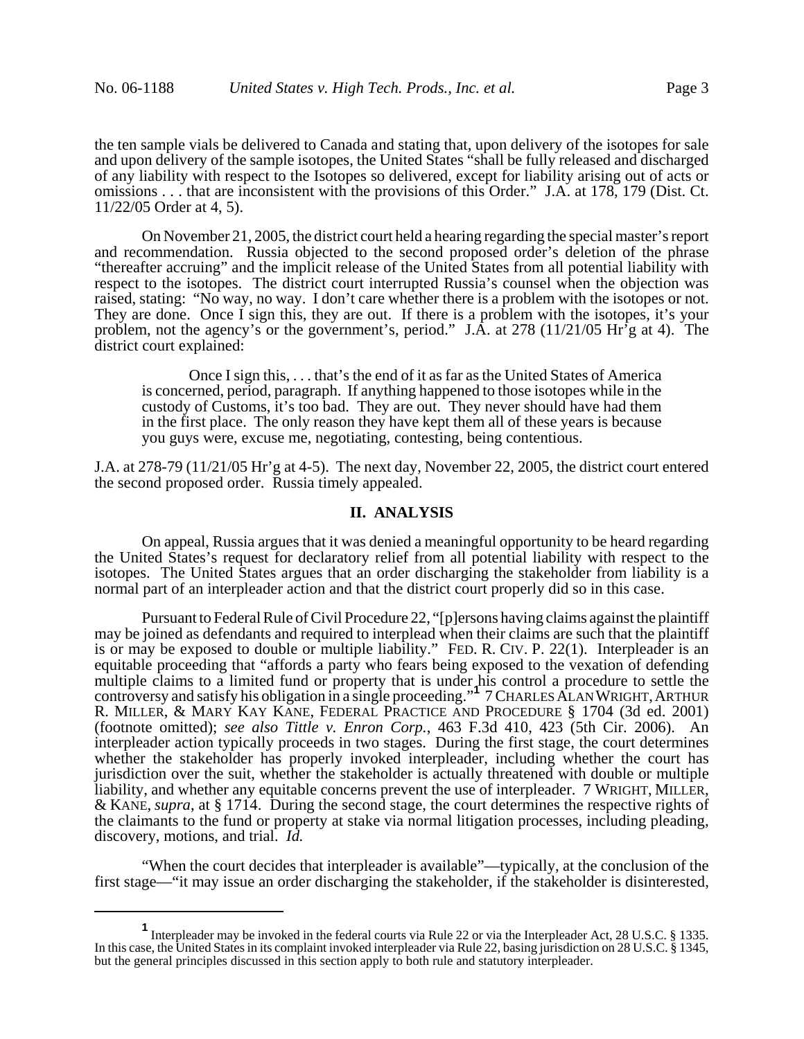the ten sample vials be delivered to Canada and stating that, upon delivery of the isotopes for sale and upon delivery of the sample isotopes, the United States "shall be fully released and discharged of any liability with respect to the Isotopes so delivered, except for liability arising out of acts or omissions . . . that are inconsistent with the provisions of this Order." J.A. at 178, 179 (Dist. Ct. 11/22/05 Order at 4, 5).

On November 21, 2005, the district court held a hearing regarding the special master's report and recommendation. Russia objected to the second proposed order's deletion of the phrase "thereafter accruing" and the implicit release of the United States from all potential liability with respect to the isotopes. The district court interrupted Russia's counsel when the objection was raised, stating: "No way, no way. I don't care whether there is a problem with the isotopes or not. They are done. Once I sign this, they are out. If there is a problem with the isotopes, it's your problem, not the agency's or the government's, period." J.A. at 278 (11/21/05 Hr'g at 4). The district court explained:

> Once I sign this, . . . that's the end of it as far as the United States of America is concerned, period, paragraph. If anything happened to those isotopes while in the custody of Customs, it's too bad. They are out. They never should have had them in the first place. The only reason they have kept them all of these years is because you guys were, excuse me, negotiating, contesting, being contentious.

J.A. at 278-79 (11/21/05 Hr'g at 4-5). The next day, November 22, 2005, the district court entered the second proposed order. Russia timely appealed.

## II. ANALYSIS

On appeal, Russia argues that it was denied a meaningful opportunity to be heard regarding the United States's request for declaratory relief from all potential liability with respect to the isotopes. The United States argues that an order discharging the stakeholder from liability is a normal part of an interpleader action and that the district court properly did so in this case.

Pursuant to Federal Rule of Civil Procedure 22, "[p]ersons having claims against the plaintiff may be joined as defendants and required to interplead when their claims are such that the plaintiff is or may be exposed to double or multiple liability." FED. R. CIV. P. 22(1). Interpleader is an equitable proceeding that "affords a party who fears being exposed to the vexation of defending multiple claims to a limited fund or property that is under his control a procedure to settle the controversy and satisfy his obligation in a single proceeding."[1] 7 CHARLES ALAN WRIGHT, ARTHUR R. MILLER, & MARY KAY KANE, FEDERAL PRACTICE AND PROCEDURE § 1704 (3d ed. 2001) (footnote omitted); *see also Tittle v. Enron Corp.*, 463 F.3d 410, 423 (5th Cir. 2006). An interpleader action typically proceeds in two stages. During the first stage, the court determines whether the stakeholder has properly invoked interpleader, including whether the court has jurisdiction over the suit, whether the stakeholder is actually threatened with double or multiple liability, and whether any equitable concerns prevent the use of interpleader. 7 WRIGHT, MILLER, & KANE, *supra*, at § 1714. During the second stage, the court determines the respective rights of the claimants to the fund or property at stake via normal litigation processes, including pleading, discovery, motions, and trial. *Id.*

"When the court decides that interpleader is available"—typically, at the conclusion of the first stage—"it may issue an order discharging the stakeholder, if the stakeholder is disinterested,

[1] Interpleader may be invoked in the federal courts via Rule 22 or via the Interpleader Act, 28 U.S.C. § 1335. In this case, the United States in its complaint invoked interpleader via Rule 22, basing jurisdiction on 28 U.S.C. § 1345, but the general principles discussed in this section apply to both rule and statutory interpleader.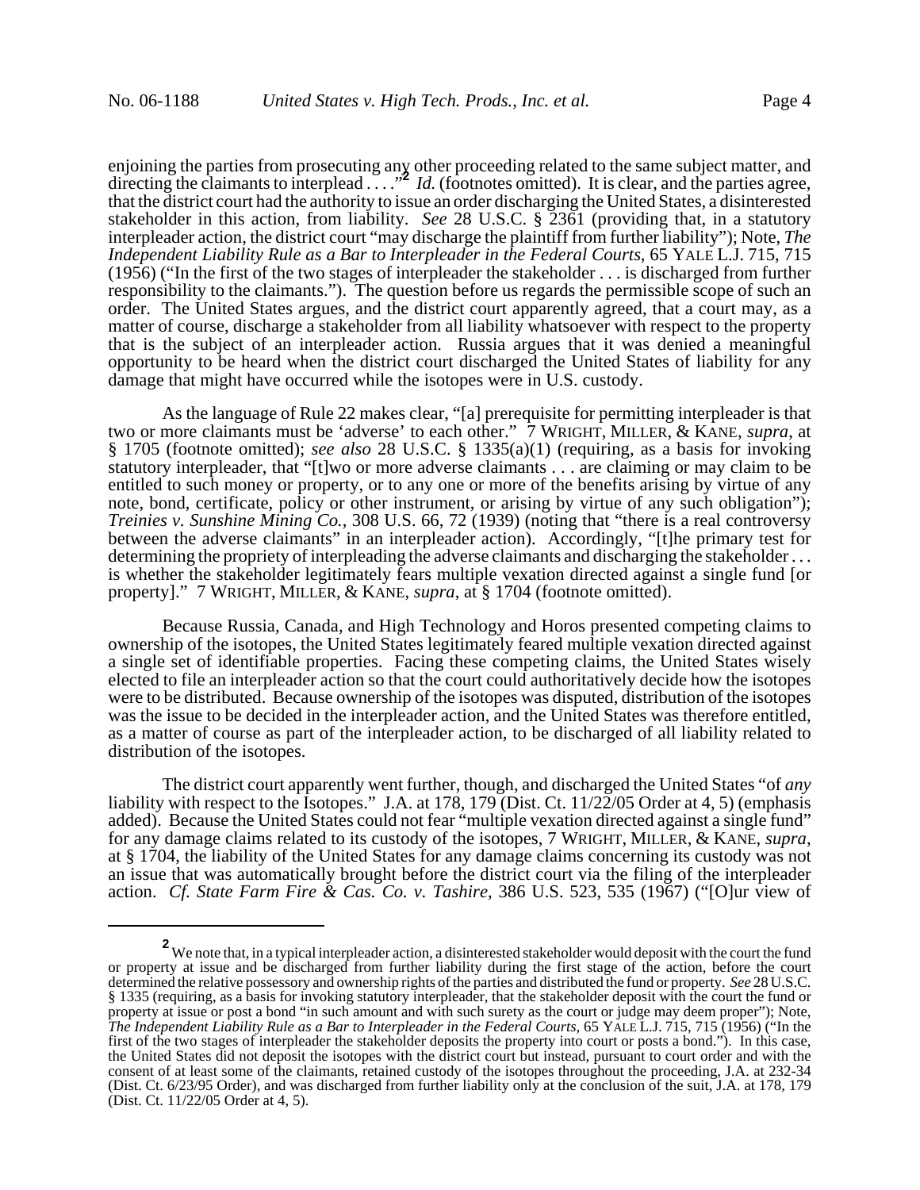enjoining the parties from prosecuting any other proceeding related to the same subject matter, and directing the claimants to interplead . . . ."[2] *Id.* (footnotes omitted). It is clear, and the parties agree, that the district court had the authority to issue an order discharging the United States, a disinterested stakeholder in this action, from liability. *See* 28 U.S.C. § 2361 (providing that, in a statutory interpleader action, the district court "may discharge the plaintiff from further liability"); Note, *The Independent Liability Rule as a Bar to Interpleader in the Federal Courts*, 65 YALE L.J. 715, 715 (1956) ("In the first of the two stages of interpleader the stakeholder . . . is discharged from further responsibility to the claimants."). The question before us regards the permissible scope of such an order. The United States argues, and the district court apparently agreed, that a court may, as a matter of course, discharge a stakeholder from all liability whatsoever with respect to the property that is the subject of an interpleader action. Russia argues that it was denied a meaningful opportunity to be heard when the district court discharged the United States of liability for any damage that might have occurred while the isotopes were in U.S. custody.

As the language of Rule 22 makes clear, "[a] prerequisite for permitting interpleader is that two or more claimants must be 'adverse' to each other." 7 WRIGHT, MILLER, & KANE, *supra*, at § 1705 (footnote omitted); *see also* 28 U.S.C. § 1335(a)(1) (requiring, as a basis for invoking statutory interpleader, that "[t]wo or more adverse claimants . . . are claiming or may claim to be entitled to such money or property, or to any one or more of the benefits arising by virtue of any note, bond, certificate, policy or other instrument, or arising by virtue of any such obligation"); *Treinies v. Sunshine Mining Co.*, 308 U.S. 66, 72 (1939) (noting that "there is a real controversy between the adverse claimants" in an interpleader action). Accordingly, "[t]he primary test for determining the propriety of interpleading the adverse claimants and discharging the stakeholder . . . is whether the stakeholder legitimately fears multiple vexation directed against a single fund [or property]." 7 WRIGHT, MILLER, & KANE, *supra*, at § 1704 (footnote omitted).

Because Russia, Canada, and High Technology and Horos presented competing claims to ownership of the isotopes, the United States legitimately feared multiple vexation directed against a single set of identifiable properties. Facing these competing claims, the United States wisely elected to file an interpleader action so that the court could authoritatively decide how the isotopes were to be distributed. Because ownership of the isotopes was disputed, distribution of the isotopes was the issue to be decided in the interpleader action, and the United States was therefore entitled, as a matter of course as part of the interpleader action, to be discharged of all liability related to distribution of the isotopes.

The district court apparently went further, though, and discharged the United States "of *any* liability with respect to the Isotopes." J.A. at 178, 179 (Dist. Ct. 11/22/05 Order at 4, 5) (emphasis added). Because the United States could not fear "multiple vexation directed against a single fund" for any damage claims related to its custody of the isotopes, 7 WRIGHT, MILLER, & KANE, *supra*, at § 1704, the liability of the United States for any damage claims concerning its custody was not an issue that was automatically brought before the district court via the filing of the interpleader action. *Cf. State Farm Fire & Cas. Co. v. Tashire*, 386 U.S. 523, 535 (1967) ("[O]ur view of

[2] We note that, in a typical interpleader action, a disinterested stakeholder would deposit with the court the fund or property at issue and be discharged from further liability during the first stage of the action, before the court determined the relative possessory and ownership rights of the parties and distributed the fund or property. *See* 28 U.S.C. § 1335 (requiring, as a basis for invoking statutory interpleader, that the stakeholder deposit with the court the fund or property at issue or post a bond "in such amount and with such surety as the court or judge may deem proper"); Note, *The Independent Liability Rule as a Bar to Interpleader in the Federal Courts*, 65 YALE L.J. 715, 715 (1956) ("In the first of the two stages of interpleader the stakeholder deposits the property into court or posts a bond."). In this case, the United States did not deposit the isotopes with the district court but instead, pursuant to court order and with the consent of at least some of the claimants, retained custody of the isotopes throughout the proceeding, J.A. at 232-34 (Dist. Ct. 6/23/95 Order), and was discharged from further liability only at the conclusion of the suit, J.A. at 178, 179 (Dist. Ct. 11/22/05 Order at 4, 5).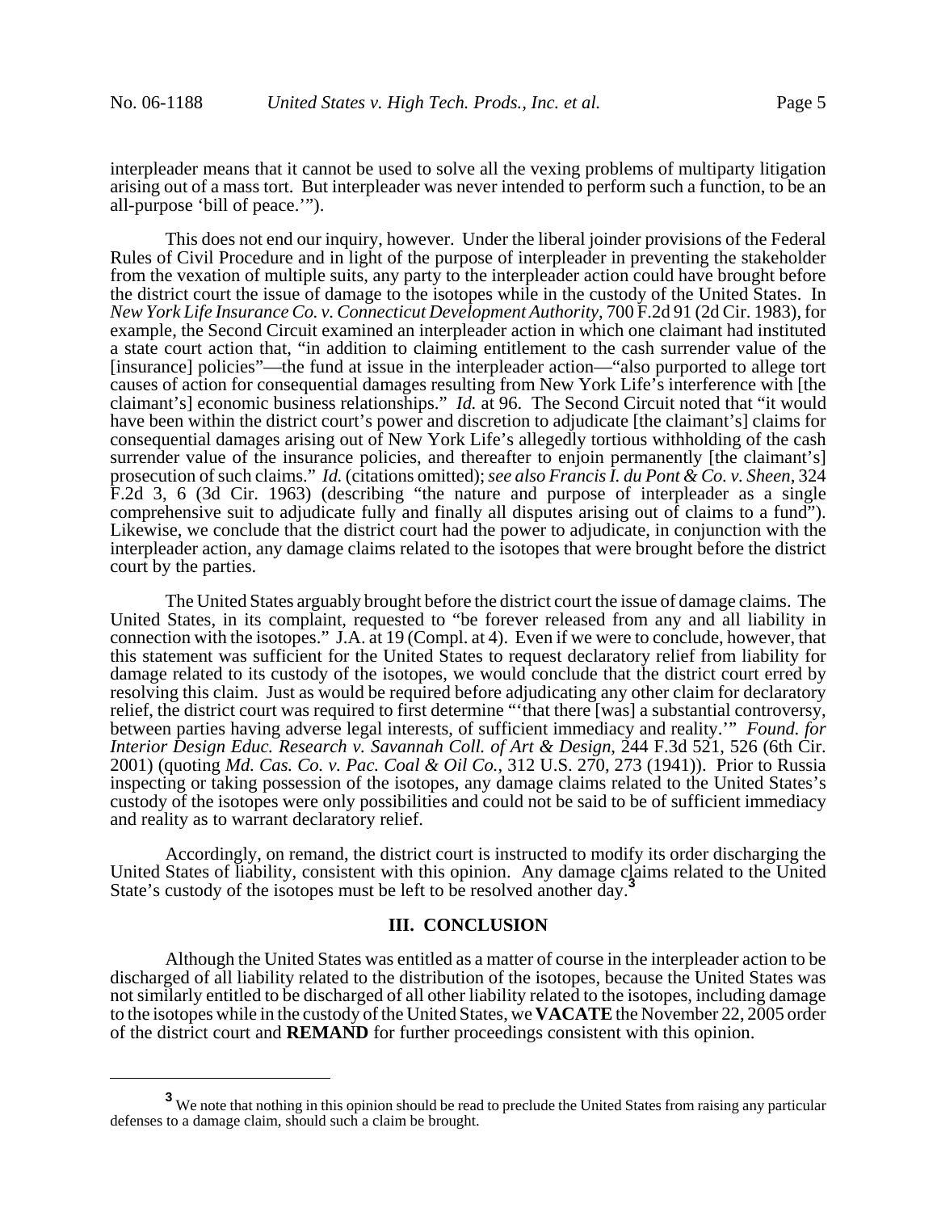interpleader means that it cannot be used to solve all the vexing problems of multiparty litigation arising out of a mass tort. But interpleader was never intended to perform such a function, to be an all-purpose 'bill of peace.'").

This does not end our inquiry, however. Under the liberal joinder provisions of the Federal Rules of Civil Procedure and in light of the purpose of interpleader in preventing the stakeholder from the vexation of multiple suits, any party to the interpleader action could have brought before the district court the issue of damage to the isotopes while in the custody of the United States. In *New York Life Insurance Co. v. Connecticut Development Authority*, 700 F.2d 91 (2d Cir. 1983), for example, the Second Circuit examined an interpleader action in which one claimant had instituted a state court action that, "in addition to claiming entitlement to the cash surrender value of the [insurance] policies"—the fund at issue in the interpleader action—"also purported to allege tort causes of action for consequential damages resulting from New York Life's interference with [the claimant's] economic business relationships." *Id.* at 96. The Second Circuit noted that "it would have been within the district court's power and discretion to adjudicate [the claimant's] claims for consequential damages arising out of New York Life's allegedly tortious withholding of the cash surrender value of the insurance policies, and thereafter to enjoin permanently [the claimant's] prosecution of such claims." *Id.* (citations omitted); *see also Francis I. du Pont & Co. v. Sheen*, 324 F.2d 3, 6 (3d Cir. 1963) (describing "the nature and purpose of interpleader as a single comprehensive suit to adjudicate fully and finally all disputes arising out of claims to a fund"). Likewise, we conclude that the district court had the power to adjudicate, in conjunction with the interpleader action, any damage claims related to the isotopes that were brought before the district court by the parties.

The United States arguably brought before the district court the issue of damage claims. The United States, in its complaint, requested to "be forever released from any and all liability in connection with the isotopes." J.A. at 19 (Compl. at 4). Even if we were to conclude, however, that this statement was sufficient for the United States to request declaratory relief from liability for damage related to its custody of the isotopes, we would conclude that the district court erred by resolving this claim. Just as would be required before adjudicating any other claim for declaratory relief, the district court was required to first determine "'that there [was] a substantial controversy, between parties having adverse legal interests, of sufficient immediacy and reality.'" *Found. for Interior Design Educ. Research v. Savannah Coll. of Art & Design*, 244 F.3d 521, 526 (6th Cir. 2001) (quoting *Md. Cas. Co. v. Pac. Coal & Oil Co.*, 312 U.S. 270, 273 (1941)). Prior to Russia inspecting or taking possession of the isotopes, any damage claims related to the United States's custody of the isotopes were only possibilities and could not be said to be of sufficient immediacy and reality as to warrant declaratory relief.

Accordingly, on remand, the district court is instructed to modify its order discharging the United States of liability, consistent with this opinion. Any damage claims related to the United State's custody of the isotopes must be left to be resolved another day.[3]

### III. CONCLUSION

Although the United States was entitled as a matter of course in the interpleader action to be discharged of all liability related to the distribution of the isotopes, because the United States was not similarly entitled to be discharged of all other liability related to the isotopes, including damage to the isotopes while in the custody of the United States, we **VACATE** the November 22, 2005 order of the district court and **REMAND** for further proceedings consistent with this opinion.

---

[3] We note that nothing in this opinion should be read to preclude the United States from raising any particular defenses to a damage claim, should such a claim be brought.